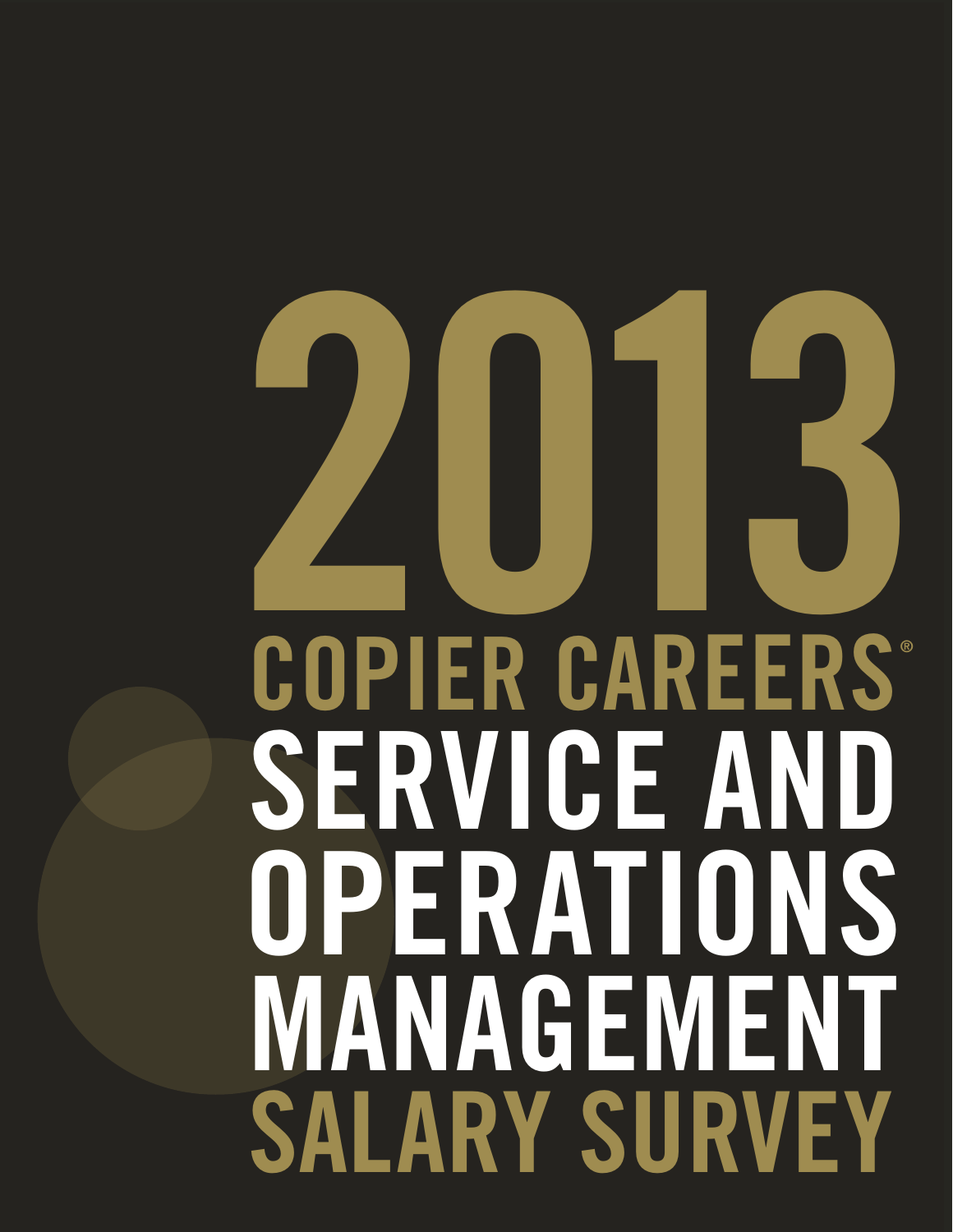# 2013 COPIER CAREERS® SERVICE AND OPERATIONS MANAGEMENT SALARY SURVEY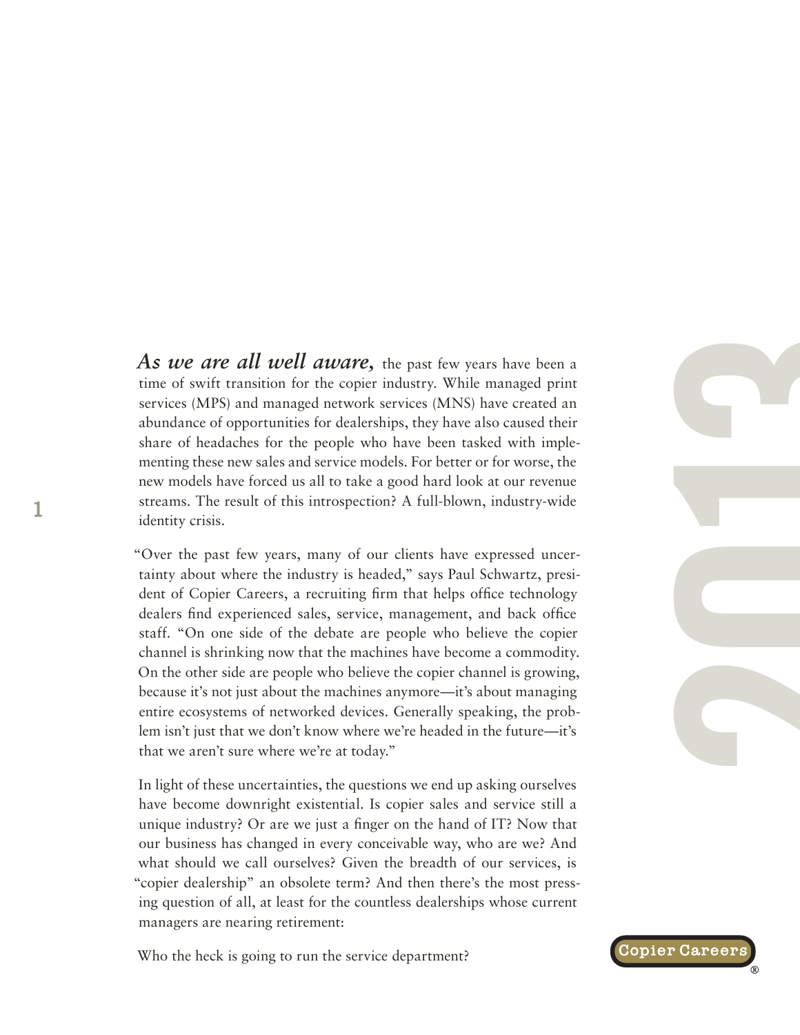***As we are all well aware,*** the past few years have been a time of swift transition for the copier industry. While managed print services (MPS) and managed network services (MNS) have created an abundance of opportunities for dealerships, they have also caused their share of headaches for the people who have been tasked with implementing these new sales and service models. For better or for worse, the new models have forced us all to take a good hard look at our revenue streams. The result of this introspection? A full-blown, industry-wide identity crisis.

"Over the past few years, many of our clients have expressed uncertainty about where the industry is headed," says Paul Schwartz, president of Copier Careers, a recruiting firm that helps office technology dealers find experienced sales, service, management, and back office staff. "On one side of the debate are people who believe the copier channel is shrinking now that the machines have become a commodity. On the other side are people who believe the copier channel is growing, because it's not just about the machines anymore—it's about managing entire ecosystems of networked devices. Generally speaking, the problem isn't just that we don't know where we're headed in the future—it's that we aren't sure where we're at today."

In light of these uncertainties, the questions we end up asking ourselves have become downright existential. Is copier sales and service still a unique industry? Or are we just a finger on the hand of IT? Now that our business has changed in every conceivable way, who are we? And what should we call ourselves? Given the breadth of our services, is "copier dealership" an obsolete term? And then there's the most pressing question of all, at least for the countless dealerships whose current managers are nearing retirement:

Who the heck is going to run the service department?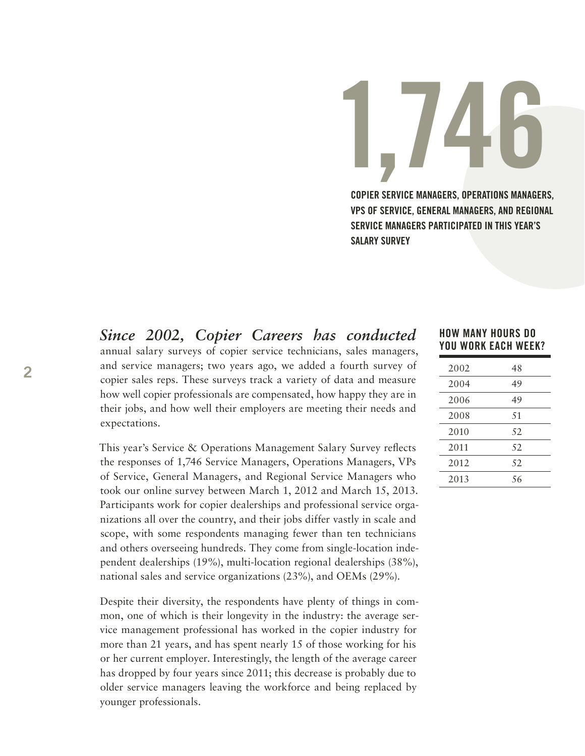# 1,746

**COPIER SERVICE MANAGERS, OPERATIONS MANAGERS, VPS OF SERVICE, GENERAL MANAGERS, AND REGIONAL SERVICE MANAGERS PARTICIPATED IN THIS YEAR'S SALARY SURVEY**

***Since 2002, Copier Careers has conducted*** annual salary surveys of copier service technicians, sales managers, and service managers; two years ago, we added a fourth survey of copier sales reps. These surveys track a variety of data and measure how well copier professionals are compensated, how happy they are in their jobs, and how well their employers are meeting their needs and expectations.

This year's Service & Operations Management Salary Survey reflects the responses of 1,746 Service Managers, Operations Managers, VPs of Service, General Managers, and Regional Service Managers who took our online survey between March 1, 2012 and March 15, 2013. Participants work for copier dealerships and professional service organizations all over the country, and their jobs differ vastly in scale and scope, with some respondents managing fewer than ten technicians and others overseeing hundreds. They come from single-location independent dealerships (19%), multi-location regional dealerships (38%), national sales and service organizations (23%), and OEMs (29%).

Despite their diversity, the respondents have plenty of things in common, one of which is their longevity in the industry: the average service management professional has worked in the copier industry for more than 21 years, and has spent nearly 15 of those working for his or her current employer. Interestingly, the length of the average career has dropped by four years since 2011; this decrease is probably due to older service managers leaving the workforce and being replaced by younger professionals.

### HOW MANY HOURS DO YOU WORK EACH WEEK?

| Year | Hours |
|---|---|
| 2002 | 48 |
| 2004 | 49 |
| 2006 | 49 |
| 2008 | 51 |
| 2010 | 52 |
| 2011 | 52 |
| 2012 | 52 |
| 2013 | 56 |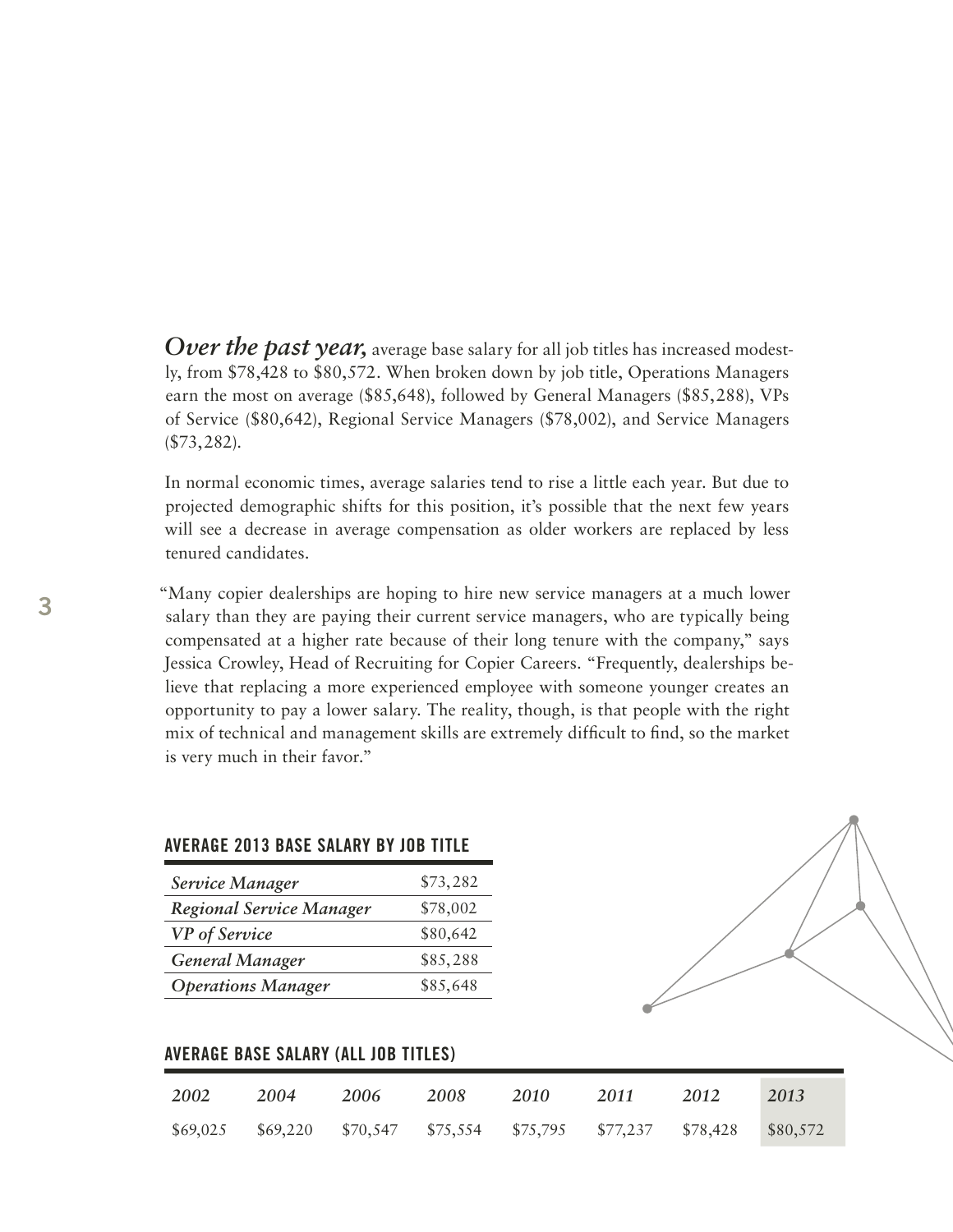***Over the past year,*** average base salary for all job titles has increased modestly, from $78,428 to $80,572. When broken down by job title, Operations Managers earn the most on average ($85,648), followed by General Managers ($85,288), VPs of Service ($80,642), Regional Service Managers ($78,002), and Service Managers ($73,282).

In normal economic times, average salaries tend to rise a little each year. But due to projected demographic shifts for this position, it's possible that the next few years will see a decrease in average compensation as older workers are replaced by less tenured candidates.

"Many copier dealerships are hoping to hire new service managers at a much lower salary than they are paying their current service managers, who are typically being compensated at a higher rate because of their long tenure with the company," says Jessica Crowley, Head of Recruiting for Copier Careers. "Frequently, dealerships believe that replacing a more experienced employee with someone younger creates an opportunity to pay a lower salary. The reality, though, is that people with the right mix of technical and management skills are extremely difficult to find, so the market is very much in their favor."

## AVERAGE 2013 BASE SALARY BY JOB TITLE

| Job Title | Salary |
|---|---|
| *Service Manager* | $73,282 |
| *Regional Service Manager* | $78,002 |
| *VP of Service* | $80,642 |
| *General Manager* | $85,288 |
| *Operations Manager* | $85,648 |

## AVERAGE BASE SALARY (ALL JOB TITLES)

| *2002* | *2004* | *2006* | *2008* | *2010* | *2011* | *2012* | *2013* |
|---|---|---|---|---|---|---|---|
| $69,025 | $69,220 | $70,547 | $75,554 | $75,795 | $77,237 | $78,428 | $80,572 |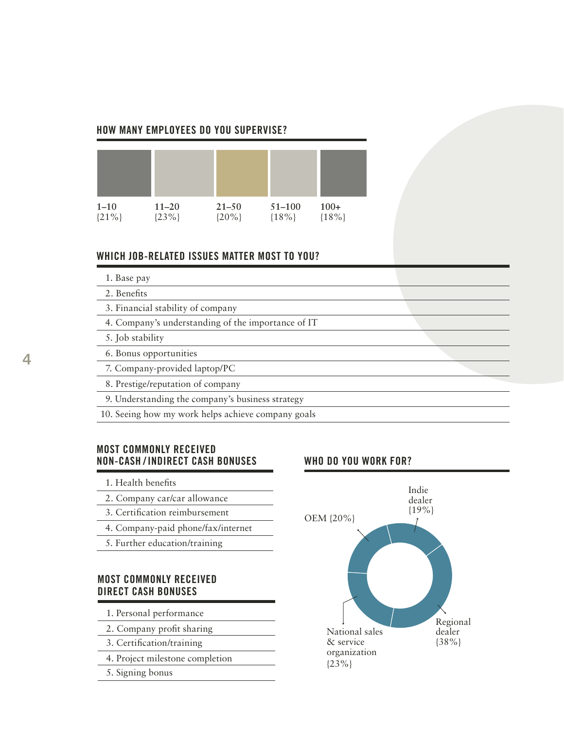## HOW MANY EMPLOYEES DO YOU SUPERVISE?

| 1–10 | 11–20 | 21–50 | 51–100 | 100+ |
|---|---|---|---|---|
| {21%} | {23%} | {20%} | {18%} | {18%} |

## WHICH JOB-RELATED ISSUES MATTER MOST TO YOU?

1. Base pay
2. Benefits
3. Financial stability of company
4. Company's understanding of the importance of IT
5. Job stability
6. Bonus opportunities
7. Company-provided laptop/PC
8. Prestige/reputation of company
9. Understanding the company's business strategy
10. Seeing how my work helps achieve company goals

## MOST COMMONLY RECEIVED NON-CASH / INDIRECT CASH BONUSES

1. Health benefits
2. Company car/car allowance
3. Certification reimbursement
4. Company-paid phone/fax/internet
5. Further education/training

## MOST COMMONLY RECEIVED DIRECT CASH BONUSES

1. Personal performance
2. Company profit sharing
3. Certification/training
4. Project milestone completion
5. Signing bonus

## WHO DO YOU WORK FOR?

- Indie dealer {19%}
- OEM {20%}
- Regional dealer {38%}
- National sales & service organization {23%}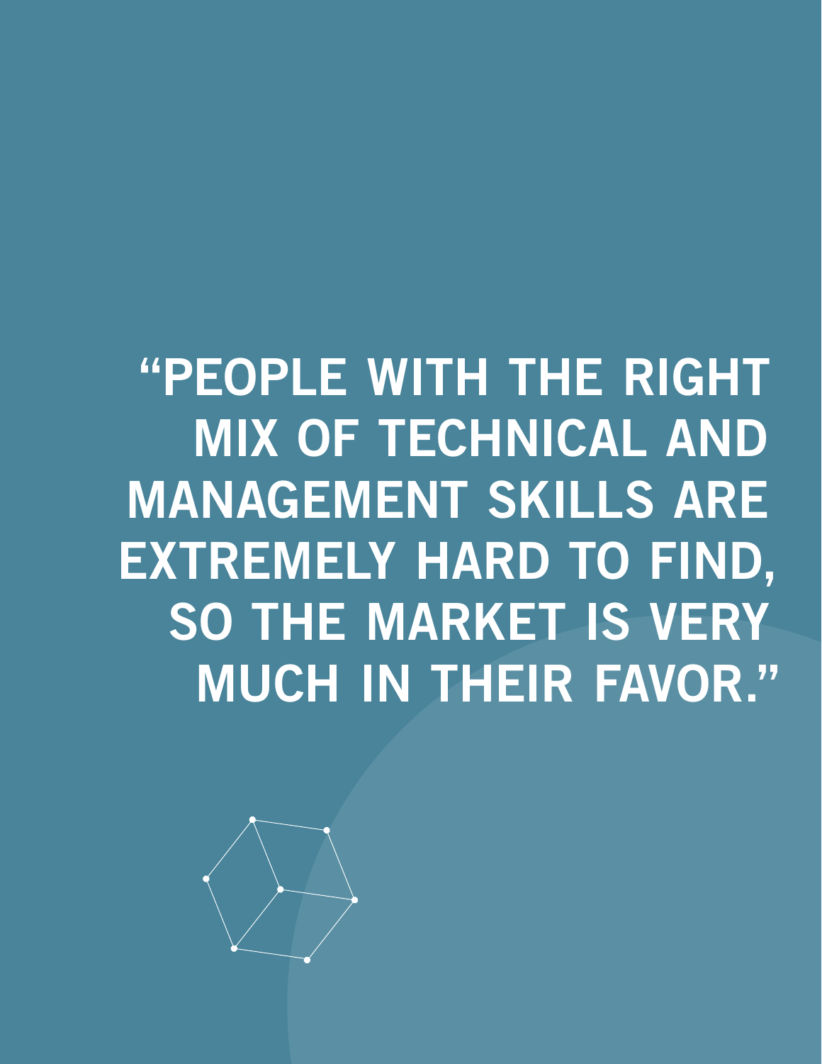**"PEOPLE WITH THE RIGHT MIX OF TECHNICAL AND MANAGEMENT SKILLS ARE EXTREMELY HARD TO FIND, SO THE MARKET IS VERY MUCH IN THEIR FAVOR."**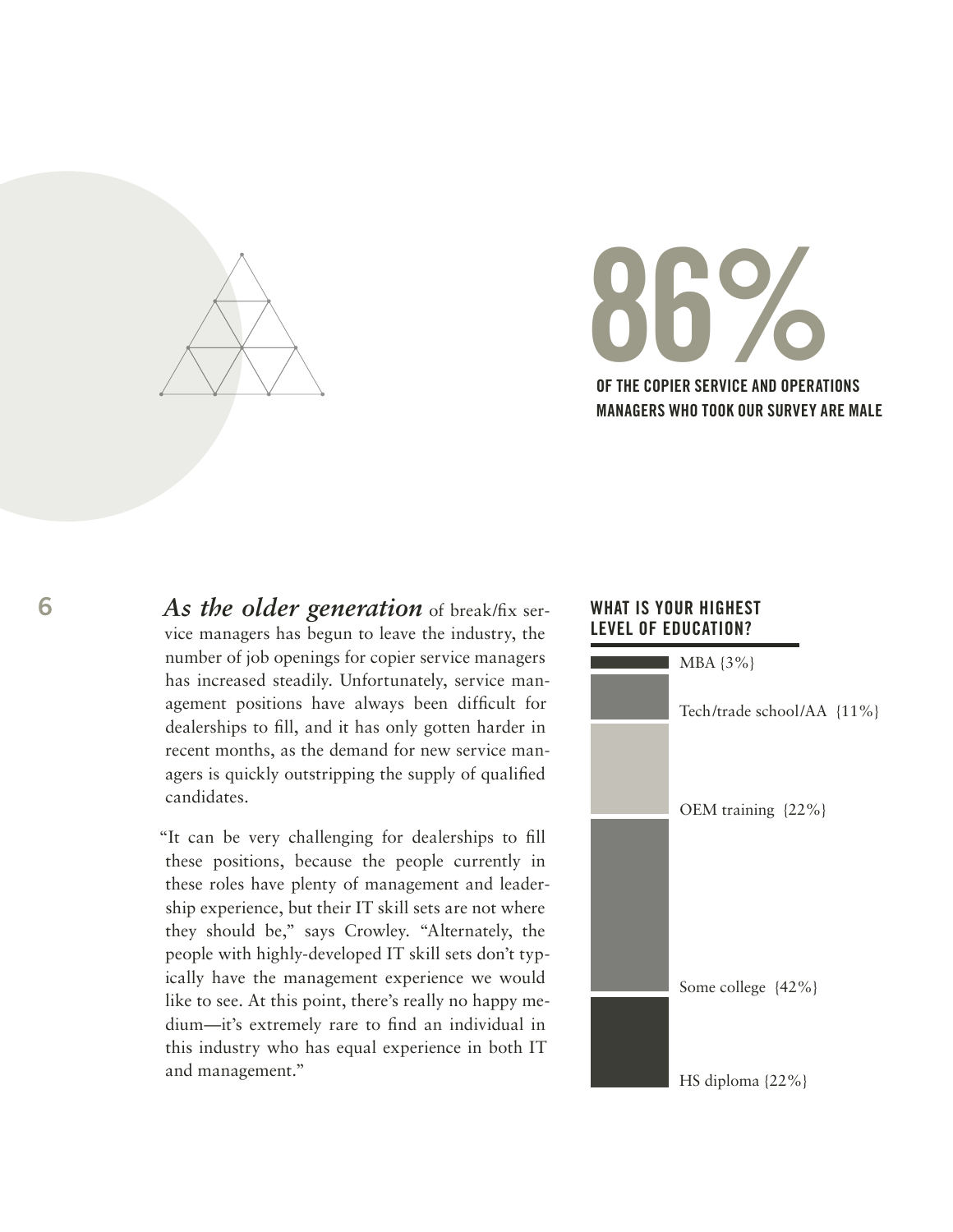# 86%

**OF THE COPIER SERVICE AND OPERATIONS MANAGERS WHO TOOK OUR SURVEY ARE MALE**

***As the older generation*** of break/fix service managers has begun to leave the industry, the number of job openings for copier service managers has increased steadily. Unfortunately, service management positions have always been difficult for dealerships to fill, and it has only gotten harder in recent months, as the demand for new service managers is quickly outstripping the supply of qualified candidates.

"It can be very challenging for dealerships to fill these positions, because the people currently in these roles have plenty of management and leadership experience, but their IT skill sets are not where they should be," says Crowley. "Alternately, the people with highly-developed IT skill sets don't typically have the management experience we would like to see. At this point, there's really no happy medium—it's extremely rare to find an individual in this industry who has equal experience in both IT and management."

## WHAT IS YOUR HIGHEST LEVEL OF EDUCATION?

| Education | Percentage |
|---|---|
| MBA | {3%} |
| Tech/trade school/AA | {11%} |
| OEM training | {22%} |
| Some college | {42%} |
| HS diploma | {22%} |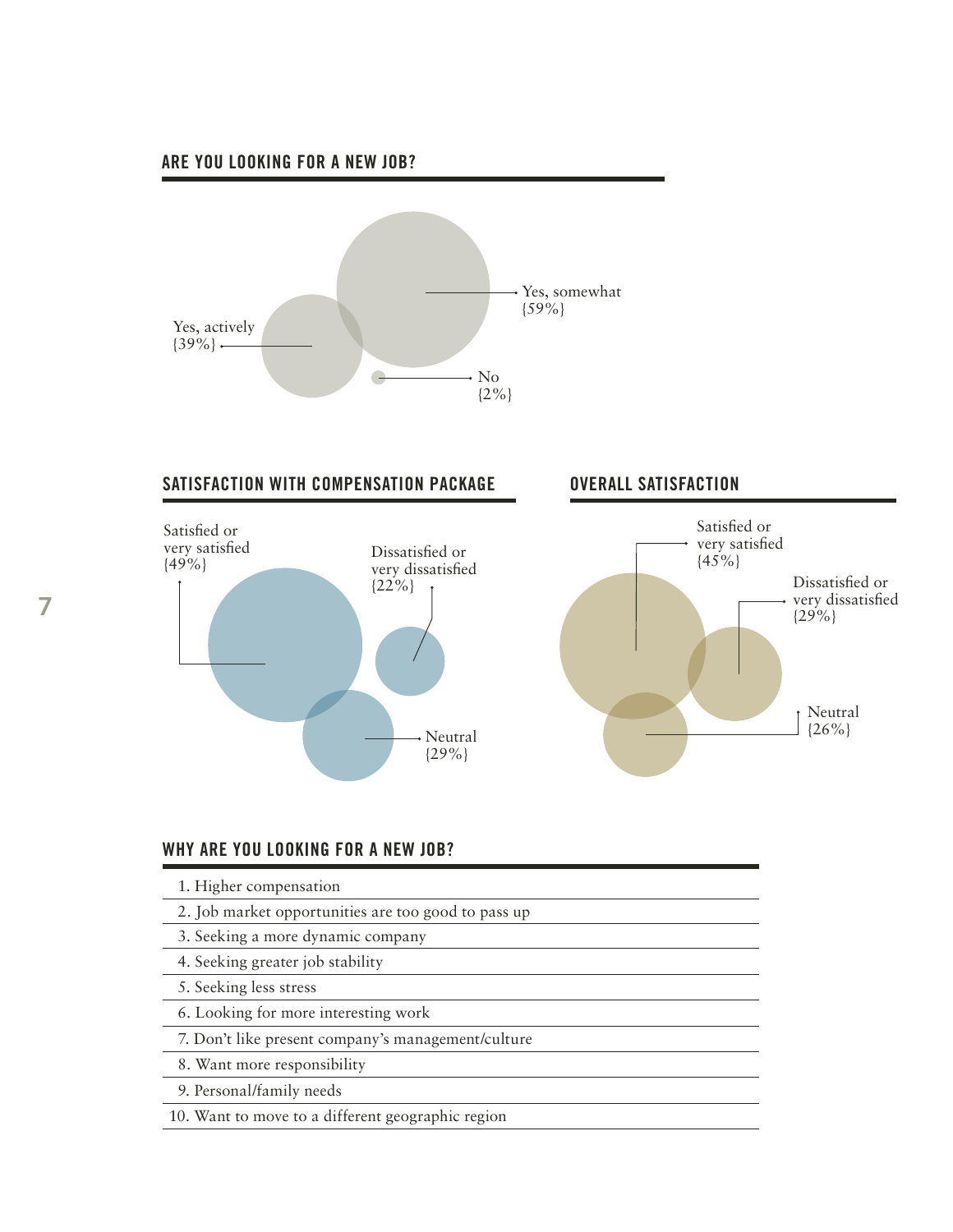## ARE YOU LOOKING FOR A NEW JOB?

Yes, somewhat {59%}

Yes, actively {39%}

No {2%}

## SATISFACTION WITH COMPENSATION PACKAGE

Satisfied or very satisfied {49%}

Dissatisfied or very dissatisfied {22%}

Neutral {29%}

## OVERALL SATISFACTION

Satisfied or very satisfied {45%}

Dissatisfied or very dissatisfied {29%}

Neutral {26%}

## WHY ARE YOU LOOKING FOR A NEW JOB?

1. Higher compensation
2. Job market opportunities are too good to pass up
3. Seeking a more dynamic company
4. Seeking greater job stability
5. Seeking less stress
6. Looking for more interesting work
7. Don't like present company's management/culture
8. Want more responsibility
9. Personal/family needs
10. Want to move to a different geographic region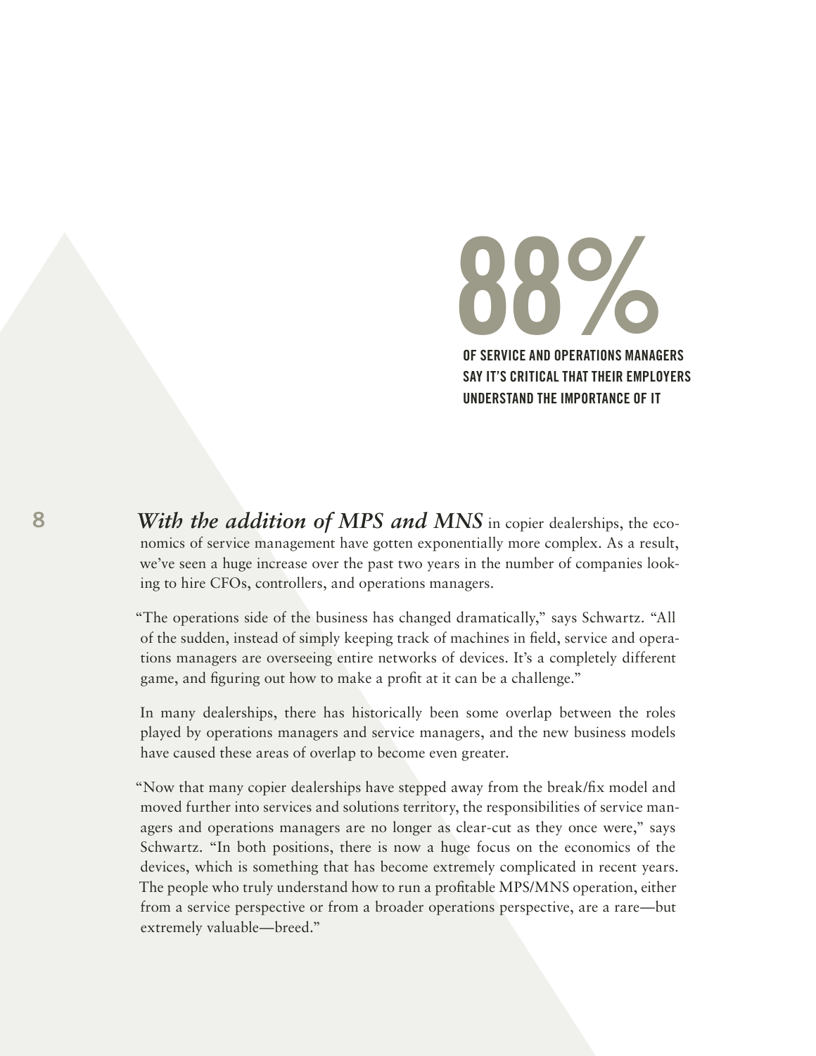# 88%

**OF SERVICE AND OPERATIONS MANAGERS SAY IT'S CRITICAL THAT THEIR EMPLOYERS UNDERSTAND THE IMPORTANCE OF IT**

***With the addition of MPS and MNS*** in copier dealerships, the economics of service management have gotten exponentially more complex. As a result, we've seen a huge increase over the past two years in the number of companies looking to hire CFOs, controllers, and operations managers.

"The operations side of the business has changed dramatically," says Schwartz. "All of the sudden, instead of simply keeping track of machines in field, service and operations managers are overseeing entire networks of devices. It's a completely different game, and figuring out how to make a profit at it can be a challenge."

In many dealerships, there has historically been some overlap between the roles played by operations managers and service managers, and the new business models have caused these areas of overlap to become even greater.

"Now that many copier dealerships have stepped away from the break/fix model and moved further into services and solutions territory, the responsibilities of service managers and operations managers are no longer as clear-cut as they once were," says Schwartz. "In both positions, there is now a huge focus on the economics of the devices, which is something that has become extremely complicated in recent years. The people who truly understand how to run a profitable MPS/MNS operation, either from a service perspective or from a broader operations perspective, are a rare—but extremely valuable—breed."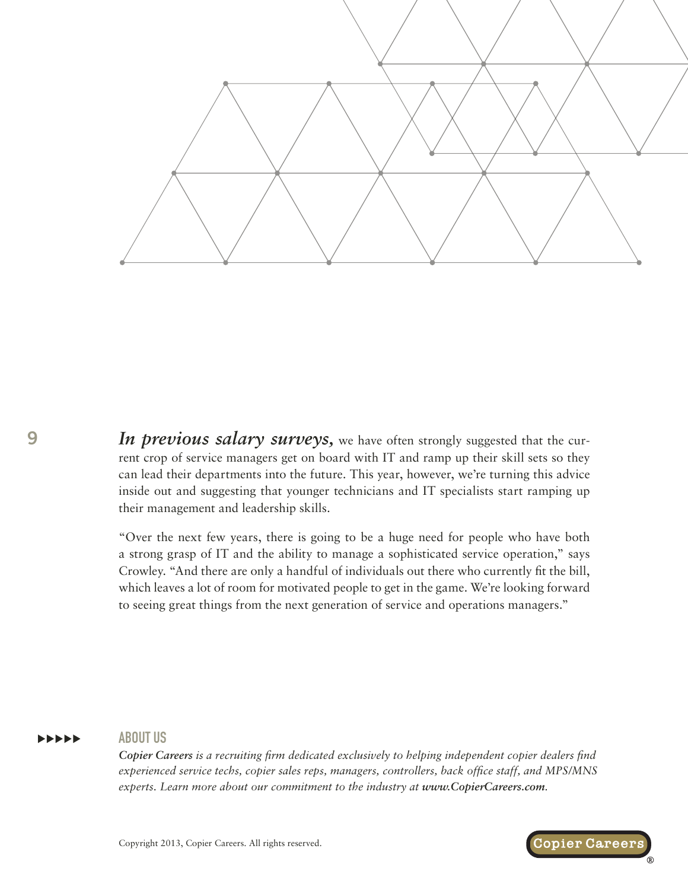***In previous salary surveys,*** we have often strongly suggested that the current crop of service managers get on board with IT and ramp up their skill sets so they can lead their departments into the future. This year, however, we're turning this advice inside out and suggesting that younger technicians and IT specialists start ramping up their management and leadership skills.

"Over the next few years, there is going to be a huge need for people who have both a strong grasp of IT and the ability to manage a sophisticated service operation," says Crowley. "And there are only a handful of individuals out there who currently fit the bill, which leaves a lot of room for motivated people to get in the game. We're looking forward to seeing great things from the next generation of service and operations managers."

## ABOUT US

***Copier Careers*** *is a recruiting firm dedicated exclusively to helping independent copier dealers find experienced service techs, copier sales reps, managers, controllers, back office staff, and MPS/MNS experts. Learn more about our commitment to the industry at* ***www.CopierCareers.com****.*

Copyright 2013, Copier Careers. All rights reserved.

Copier Careers®